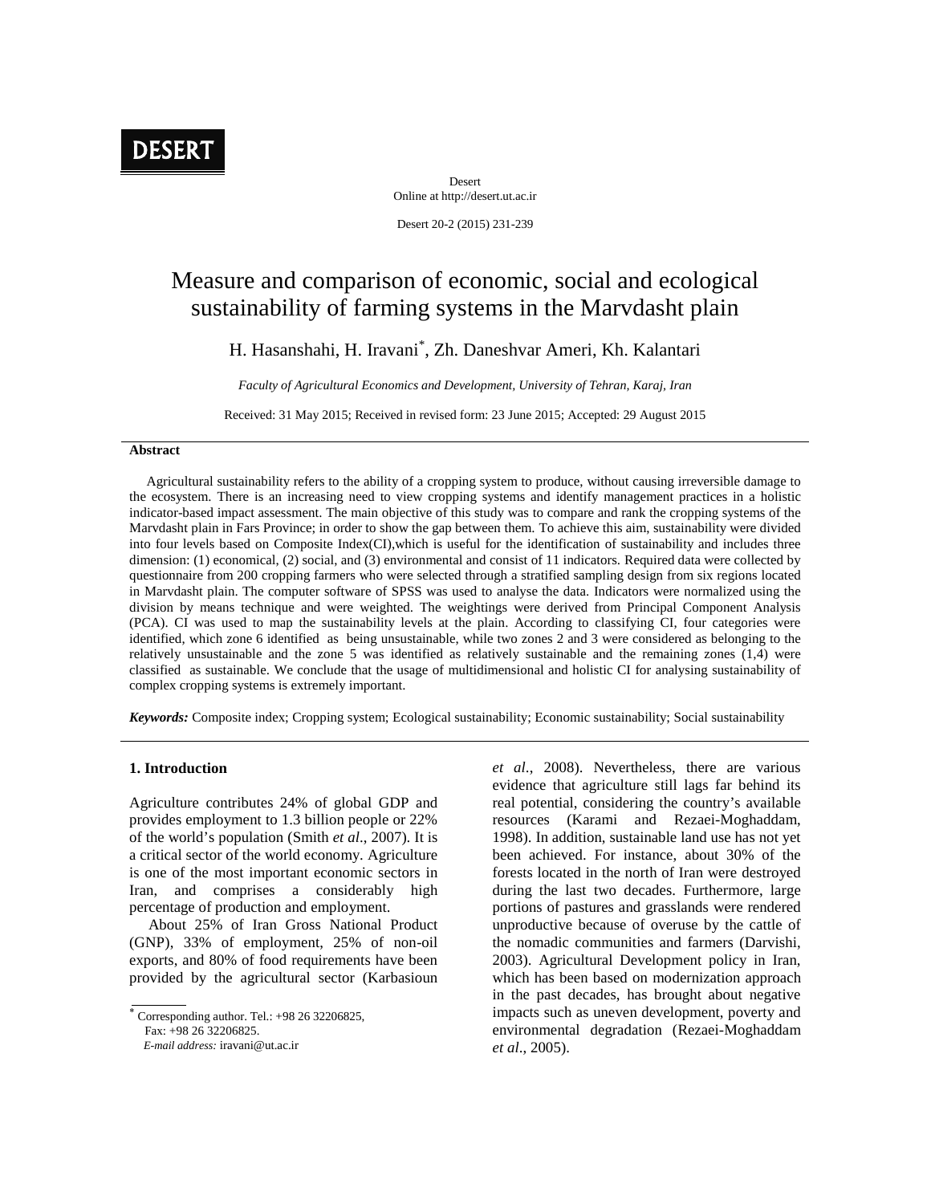DESERT

Desert
Online at http://desert.ut.ac.ir

Desert 20-2 (2015) 231-239

# Measure and comparison of economic, social and ecological sustainability of farming systems in the Marvdasht plain

H. Hasanshahi, H. Iravani*, Zh. Daneshvar Ameri, Kh. Kalantari

*Faculty of Agricultural Economics and Development, University of Tehran, Karaj, Iran*

Received: 31 May 2015; Received in revised form: 23 June 2015; Accepted: 29 August 2015

## Abstract

Agricultural sustainability refers to the ability of a cropping system to produce, without causing irreversible damage to the ecosystem. There is an increasing need to view cropping systems and identify management practices in a holistic indicator-based impact assessment. The main objective of this study was to compare and rank the cropping systems of the Marvdasht plain in Fars Province; in order to show the gap between them. To achieve this aim, sustainability were divided into four levels based on Composite Index(CI),which is useful for the identification of sustainability and includes three dimension: (1) economical, (2) social, and (3) environmental and consist of 11 indicators. Required data were collected by questionnaire from 200 cropping farmers who were selected through a stratified sampling design from six regions located in Marvdasht plain. The computer software of SPSS was used to analyse the data. Indicators were normalized using the division by means technique and were weighted. The weightings were derived from Principal Component Analysis (PCA). CI was used to map the sustainability levels at the plain. According to classifying CI, four categories were identified, which zone 6 identified as being unsustainable, while two zones 2 and 3 were considered as belonging to the relatively unsustainable and the zone 5 was identified as relatively sustainable and the remaining zones (1,4) were classified as sustainable. We conclude that the usage of multidimensional and holistic CI for analysing sustainability of complex cropping systems is extremely important.

***Keywords:*** Composite index; Cropping system; Ecological sustainability; Economic sustainability; Social sustainability

## 1. Introduction

Agriculture contributes 24% of global GDP and provides employment to 1.3 billion people or 22% of the world's population (Smith *et al*., 2007). It is a critical sector of the world economy. Agriculture is one of the most important economic sectors in Iran, and comprises a considerably high percentage of production and employment.

About 25% of Iran Gross National Product (GNP), 33% of employment, 25% of non-oil exports, and 80% of food requirements have been provided by the agricultural sector (Karbasioun *et al*., 2008). Nevertheless, there are various evidence that agriculture still lags far behind its real potential, considering the country's available resources (Karami and Rezaei-Moghaddam, 1998). In addition, sustainable land use has not yet been achieved. For instance, about 30% of the forests located in the north of Iran were destroyed during the last two decades. Furthermore, large portions of pastures and grasslands were rendered unproductive because of overuse by the cattle of the nomadic communities and farmers (Darvishi, 2003). Agricultural Development policy in Iran, which has been based on modernization approach in the past decades, has brought about negative impacts such as uneven development, poverty and environmental degradation (Rezaei-Moghaddam *et al*., 2005).

* Corresponding author. Tel.: +98 26 32206825,
Fax: +98 26 32206825.
*E-mail address:* iravani@ut.ac.ir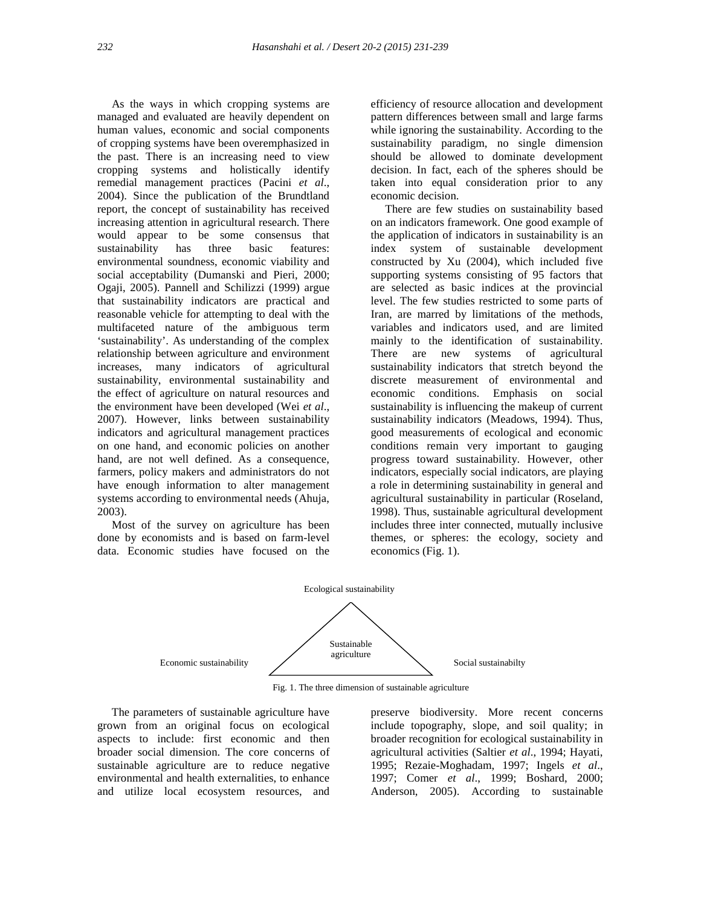As the ways in which cropping systems are managed and evaluated are heavily dependent on human values, economic and social components of cropping systems have been overemphasized in the past. There is an increasing need to view cropping systems and holistically identify remedial management practices (Pacini *et al*., 2004). Since the publication of the Brundtland report, the concept of sustainability has received increasing attention in agricultural research. There would appear to be some consensus that sustainability has three basic features: environmental soundness, economic viability and social acceptability (Dumanski and Pieri, 2000; Ogaji, 2005). Pannell and Schilizzi (1999) argue that sustainability indicators are practical and reasonable vehicle for attempting to deal with the multifaceted nature of the ambiguous term 'sustainability'. As understanding of the complex relationship between agriculture and environment increases, many indicators of agricultural sustainability, environmental sustainability and the effect of agriculture on natural resources and the environment have been developed (Wei *et al*., 2007). However, links between sustainability indicators and agricultural management practices on one hand, and economic policies on another hand, are not well defined. As a consequence, farmers, policy makers and administrators do not have enough information to alter management systems according to environmental needs (Ahuja, 2003).

Most of the survey on agriculture has been done by economists and is based on farm-level data. Economic studies have focused on the efficiency of resource allocation and development pattern differences between small and large farms while ignoring the sustainability. According to the sustainability paradigm, no single dimension should be allowed to dominate development decision. In fact, each of the spheres should be taken into equal consideration prior to any economic decision.

There are few studies on sustainability based on an indicators framework. One good example of the application of indicators in sustainability is an index system of sustainable development constructed by Xu (2004), which included five supporting systems consisting of 95 factors that are selected as basic indices at the provincial level. The few studies restricted to some parts of Iran, are marred by limitations of the methods, variables and indicators used, and are limited mainly to the identification of sustainability. There are new systems of agricultural sustainability indicators that stretch beyond the discrete measurement of environmental and economic conditions. Emphasis on social sustainability is influencing the makeup of current sustainability indicators (Meadows, 1994). Thus, good measurements of ecological and economic conditions remain very important to gauging progress toward sustainability. However, other indicators, especially social indicators, are playing a role in determining sustainability in general and agricultural sustainability in particular (Roseland, 1998). Thus, sustainable agricultural development includes three inter connected, mutually inclusive themes, or spheres: the ecology, society and economics (Fig. 1).

Ecological sustainability

Sustainable agriculture

Economic sustainability

Social sustainabilty

Fig. 1. The three dimension of sustainable agriculture

The parameters of sustainable agriculture have grown from an original focus on ecological aspects to include: first economic and then broader social dimension. The core concerns of sustainable agriculture are to reduce negative environmental and health externalities, to enhance and utilize local ecosystem resources, and preserve biodiversity. More recent concerns include topography, slope, and soil quality; in broader recognition for ecological sustainability in agricultural activities (Saltier *et al*., 1994; Hayati, 1995; Rezaie-Moghadam, 1997; Ingels *et al*., 1997; Comer *et al*., 1999; Boshard, 2000; Anderson, 2005). According to sustainable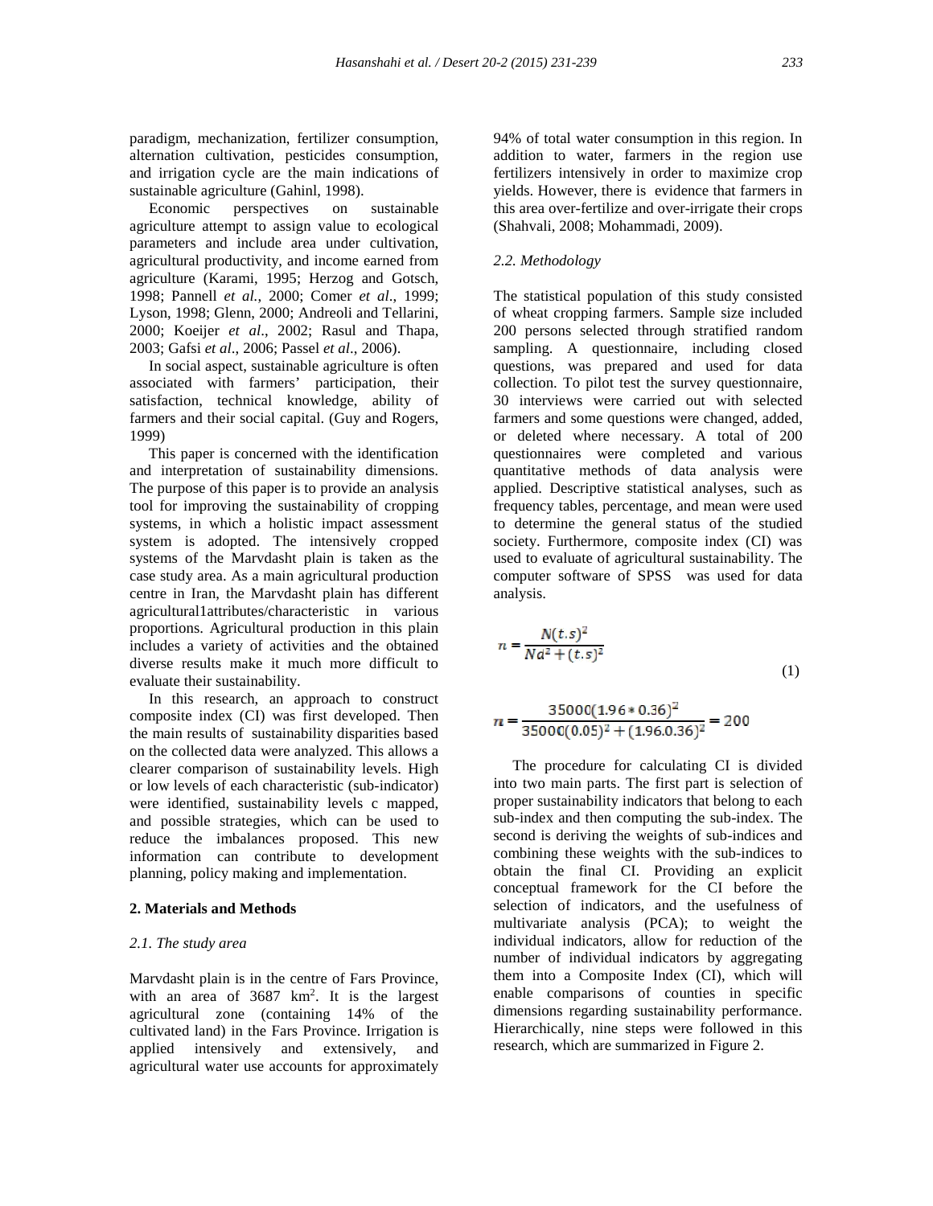paradigm, mechanization, fertilizer consumption, alternation cultivation, pesticides consumption, and irrigation cycle are the main indications of sustainable agriculture (Gahinl, 1998).

Economic perspectives on sustainable agriculture attempt to assign value to ecological parameters and include area under cultivation, agricultural productivity, and income earned from agriculture (Karami, 1995; Herzog and Gotsch, 1998; Pannell *et al.*, 2000; Comer *et al*., 1999; Lyson, 1998; Glenn, 2000; Andreoli and Tellarini, 2000; Koeijer *et al*., 2002; Rasul and Thapa, 2003; Gafsi *et al*., 2006; Passel *et al*., 2006).

In social aspect, sustainable agriculture is often associated with farmers' participation, their satisfaction, technical knowledge, ability of farmers and their social capital. (Guy and Rogers, 1999)

This paper is concerned with the identification and interpretation of sustainability dimensions. The purpose of this paper is to provide an analysis tool for improving the sustainability of cropping systems, in which a holistic impact assessment system is adopted. The intensively cropped systems of the Marvdasht plain is taken as the case study area. As a main agricultural production centre in Iran, the Marvdasht plain has different agricultural1attributes/characteristic in various proportions. Agricultural production in this plain includes a variety of activities and the obtained diverse results make it much more difficult to evaluate their sustainability.

In this research, an approach to construct composite index (CI) was first developed. Then the main results of sustainability disparities based on the collected data were analyzed. This allows a clearer comparison of sustainability levels. High or low levels of each characteristic (sub-indicator) were identified, sustainability levels c mapped, and possible strategies, which can be used to reduce the imbalances proposed. This new information can contribute to development planning, policy making and implementation.

## 2. Materials and Methods

### *2.1. The study area*

Marvdasht plain is in the centre of Fars Province, with an area of 3687 $km^2$. It is the largest agricultural zone (containing 14% of the cultivated land) in the Fars Province. Irrigation is applied intensively and extensively, and agricultural water use accounts for approximately 94% of total water consumption in this region. In addition to water, farmers in the region use fertilizers intensively in order to maximize crop yields. However, there is evidence that farmers in this area over-fertilize and over-irrigate their crops (Shahvali, 2008; Mohammadi, 2009).

### *2.2. Methodology*

The statistical population of this study consisted of wheat cropping farmers. Sample size included 200 persons selected through stratified random sampling. A questionnaire, including closed questions, was prepared and used for data collection. To pilot test the survey questionnaire, 30 interviews were carried out with selected farmers and some questions were changed, added, or deleted where necessary. A total of 200 questionnaires were completed and various quantitative methods of data analysis were applied. Descriptive statistical analyses, such as frequency tables, percentage, and mean were used to determine the general status of the studied society. Furthermore, composite index (CI) was used to evaluate of agricultural sustainability. The computer software of SPSS was used for data analysis.

$$n = \frac{N(t.s)^2}{Nd^2 + (t.s)^2} \tag{1}$$

$$n = \frac{35000(1.96 * 0.36)^2}{35000(0.05)^2 + (1.96.0.36)^2} = 200$$

The procedure for calculating CI is divided into two main parts. The first part is selection of proper sustainability indicators that belong to each sub-index and then computing the sub-index. The second is deriving the weights of sub-indices and combining these weights with the sub-indices to obtain the final CI. Providing an explicit conceptual framework for the CI before the selection of indicators, and the usefulness of multivariate analysis (PCA); to weight the individual indicators, allow for reduction of the number of individual indicators by aggregating them into a Composite Index (CI), which will enable comparisons of counties in specific dimensions regarding sustainability performance. Hierarchically, nine steps were followed in this research, which are summarized in Figure 2.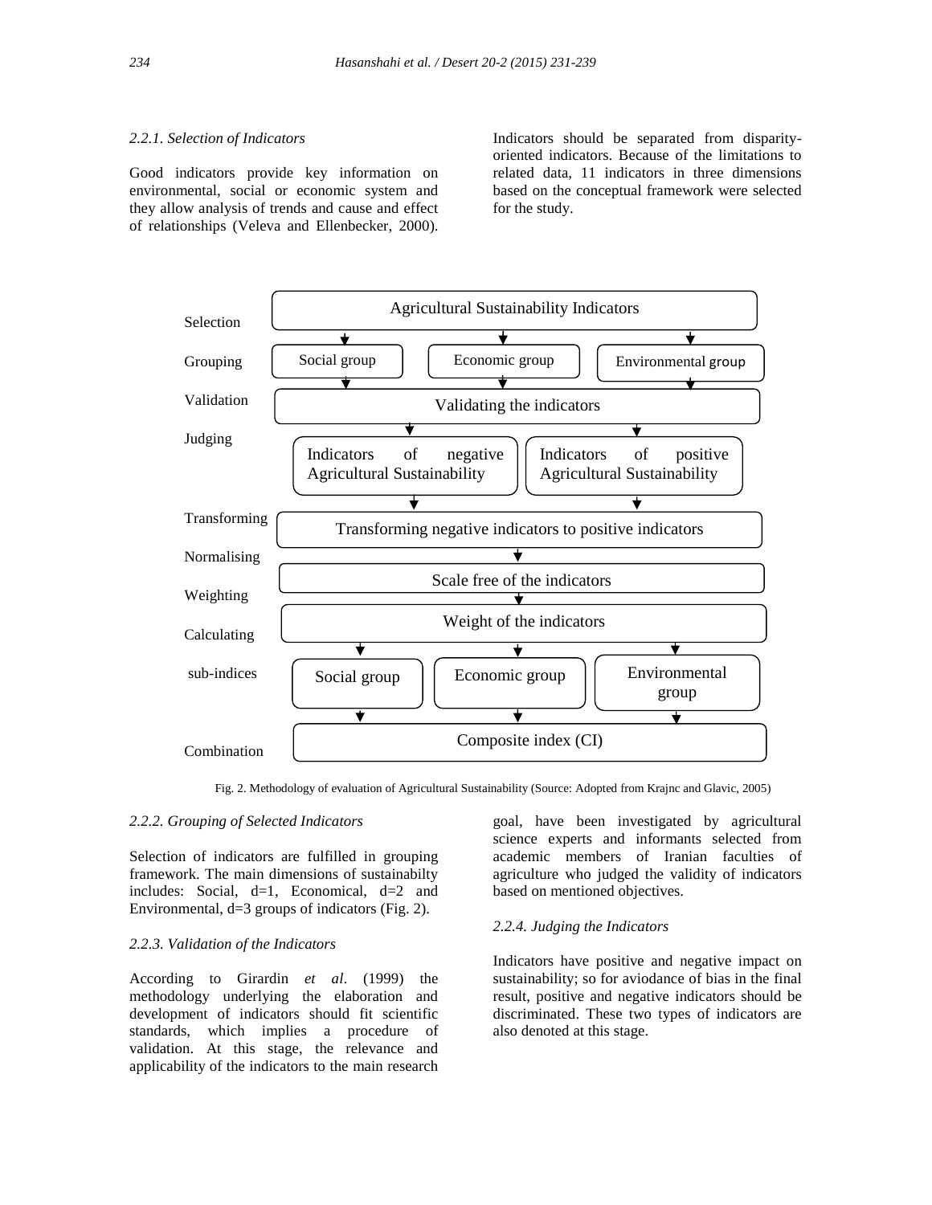### 2.2.1. Selection of Indicators

Good indicators provide key information on environmental, social or economic system and they allow analysis of trends and cause and effect of relationships (Veleva and Ellenbecker, 2000). Indicators should be separated from disparity-oriented indicators. Because of the limitations to related data, 11 indicators in three dimensions based on the conceptual framework were selected for the study.

Selection — Agricultural Sustainability Indicators

Grouping — Social group | Economic group | Environmental group

Validation — Validating the indicators

Judging — Indicators of negative Agricultural Sustainability | Indicators of positive Agricultural Sustainability

Transforming — Transforming negative indicators to positive indicators

Normalising — Scale free of the indicators

Weighting — Weight of the indicators

Calculating sub-indices — Social group | Economic group | Environmental group

Combination — Composite index (CI)

Fig. 2. Methodology of evaluation of Agricultural Sustainability (Source: Adopted from Krajnc and Glavic, 2005)

### 2.2.2. Grouping of Selected Indicators

Selection of indicators are fulfilled in grouping framework. The main dimensions of sustainabilty includes: Social, d=1, Economical, d=2 and Environmental, d=3 groups of indicators (Fig. 2).

### 2.2.3. Validation of the Indicators

According to Girardin *et al*. (1999) the methodology underlying the elaboration and development of indicators should fit scientific standards, which implies a procedure of validation. At this stage, the relevance and applicability of the indicators to the main research goal, have been investigated by agricultural science experts and informants selected from academic members of Iranian faculties of agriculture who judged the validity of indicators based on mentioned objectives.

### 2.2.4. Judging the Indicators

Indicators have positive and negative impact on sustainability; so for aviodance of bias in the final result, positive and negative indicators should be discriminated. These two types of indicators are also denoted at this stage.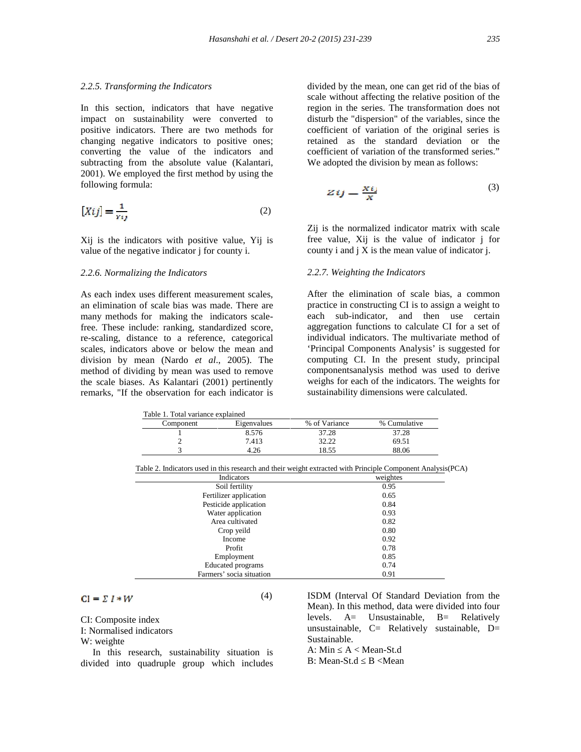*2.2.5. Transforming the Indicators*

In this section, indicators that have negative impact on sustainability were converted to positive indicators. There are two methods for changing negative indicators to positive ones; converting the value of the indicators and subtracting from the absolute value (Kalantari, 2001). We employed the first method by using the following formula:

$$[Xij] = \frac{1}{Yij} \tag{2}$$

Xij is the indicators with positive value, Yij is value of the negative indicator j for county i.

*2.2.6. Normalizing the Indicators*

As each index uses different measurement scales, an elimination of scale bias was made. There are many methods for making the indicators scale-free. These include: ranking, standardized score, re-scaling, distance to a reference, categorical scales, indicators above or below the mean and division by mean (Nardo *et al*., 2005). The method of dividing by mean was used to remove the scale biases. As Kalantari (2001) pertinently remarks, "If the observation for each indicator is divided by the mean, one can get rid of the bias of scale without affecting the relative position of the region in the series. The transformation does not disturb the "dispersion" of the variables, since the coefficient of variation of the original series is retained as the standard deviation or the coefficient of variation of the transformed series." We adopted the division by mean as follows:

$$Zij = \frac{Xij}{X} \tag{3}$$

Zij is the normalized indicator matrix with scale free value, Xij is the value of indicator j for county i and j X is the mean value of indicator j.

*2.2.7. Weighting the Indicators*

After the elimination of scale bias, a common practice in constructing CI is to assign a weight to each sub-indicator, and then use certain aggregation functions to calculate CI for a set of individual indicators. The multivariate method of 'Principal Components Analysis' is suggested for computing CI. In the present study, principal componentsanalysis method was used to derive weighs for each of the indicators. The weights for sustainability dimensions were calculated.

Table 1. Total variance explained

| Component | Eigenvalues | % of Variance | % Cumulative |
|---|---|---|---|
| 1 | 8.576 | 37.28 | 37.28 |
| 2 | 7.413 | 32.22 | 69.51 |
| 3 | 4.26 | 18.55 | 88.06 |

Table 2. Indicators used in this research and their weight extracted with Principle Component Analysis(PCA)

| Indicators | weightes |
|---|---|
| Soil fertility | 0.95 |
| Fertilizer application | 0.65 |
| Pesticide application | 0.84 |
| Water application | 0.93 |
| Area cultivated | 0.82 |
| Crop yeild | 0.80 |
| Income | 0.92 |
| Profit | 0.78 |
| Employment | 0.85 |
| Educated programs | 0.74 |
| Farmers' socia situation | 0.91 |

$$CI = \Sigma I * W \tag{4}$$

CI: Composite index
I: Normalised indicators
W: weighte

In this research, sustainability situation is divided into quadruple group which includes ISDM (Interval Of Standard Deviation from the Mean). In this method, data were divided into four levels. A= Unsustainable, B= Relatively unsustainable, C= Relatively sustainable, D= Sustainable.

A: Min ≤ A < Mean-St.d
B: Mean-St.d ≤ B <Mean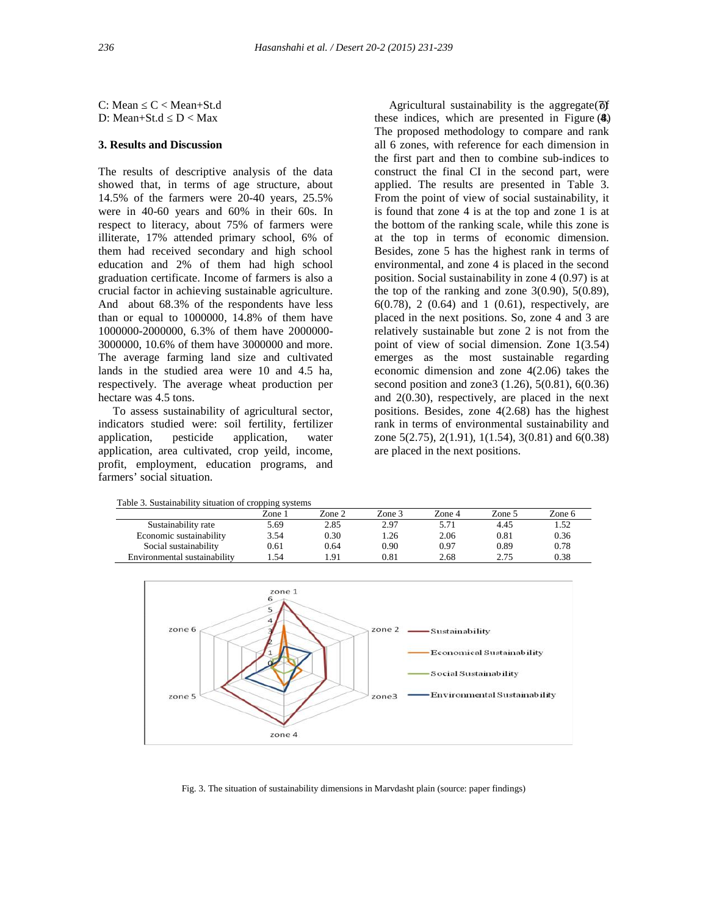C: Mean ≤ C < Mean+St.d
D: Mean+St.d ≤ D < Max

## 3. Results and Discussion

The results of descriptive analysis of the data showed that, in terms of age structure, about 14.5% of the farmers were 20-40 years, 25.5% were in 40-60 years and 60% in their 60s. In respect to literacy, about 75% of farmers were illiterate, 17% attended primary school, 6% of them had received secondary and high school education and 2% of them had high school graduation certificate. Income of farmers is also a crucial factor in achieving sustainable agriculture. And about 68.3% of the respondents have less than or equal to 1000000, 14.8% of them have 1000000-2000000, 6.3% of them have 2000000-3000000, 10.6% of them have 3000000 and more. The average farming land size and cultivated lands in the studied area were 10 and 4.5 ha, respectively. The average wheat production per hectare was 4.5 tons.

To assess sustainability of agricultural sector, indicators studied were: soil fertility, fertilizer application, pesticide application, water application, area cultivated, crop yeild, income, profit, employment, education programs, and farmers' social situation.

Agricultural sustainability is the aggregate (7) of these indices, which are presented in Figure (4). The proposed methodology to compare and rank all 6 zones, with reference for each dimension in the first part and then to combine sub-indices to construct the final CI in the second part, were applied. The results are presented in Table 3. From the point of view of social sustainability, it is found that zone 4 is at the top and zone 1 is at the bottom of the ranking scale, while this zone is at the top in terms of economic dimension. Besides, zone 5 has the highest rank in terms of environmental, and zone 4 is placed in the second position. Social sustainability in zone 4 (0.97) is at the top of the ranking and zone 3(0.90), 5(0.89), 6(0.78), 2 (0.64) and 1 (0.61), respectively, are placed in the next positions. So, zone 4 and 3 are relatively sustainable but zone 2 is not from the point of view of social dimension. Zone 1(3.54) emerges as the most sustainable regarding economic dimension and zone 4(2.06) takes the second position and zone3 (1.26), 5(0.81), 6(0.36) and 2(0.30), respectively, are placed in the next positions. Besides, zone 4(2.68) has the highest rank in terms of environmental sustainability and zone 5(2.75), 2(1.91), 1(1.54), 3(0.81) and 6(0.38) are placed in the next positions.

Table 3. Sustainability situation of cropping systems

| | Zone 1 | Zone 2 | Zone 3 | Zone 4 | Zone 5 | Zone 6 |
|---|---|---|---|---|---|---|
| Sustainability rate | 5.69 | 2.85 | 2.97 | 5.71 | 4.45 | 1.52 |
| Economic sustainability | 3.54 | 0.30 | 1.26 | 2.06 | 0.81 | 0.36 |
| Social sustainability | 0.61 | 0.64 | 0.90 | 0.97 | 0.89 | 0.78 |
| Environmental sustainability | 1.54 | 1.91 | 0.81 | 2.68 | 2.75 | 0.38 |

Fig. 3. The situation of sustainability dimensions in Marvdasht plain (source: paper findings)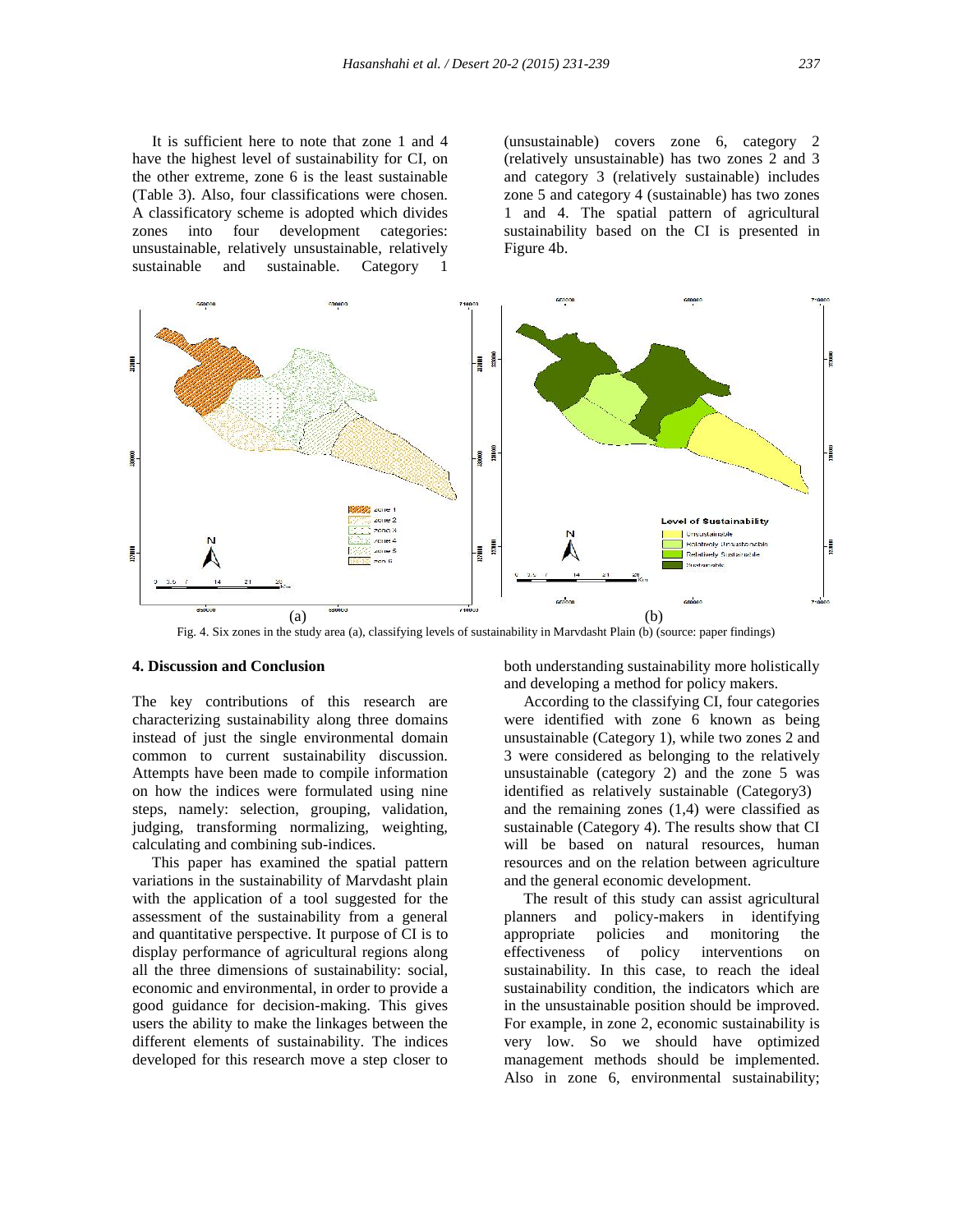It is sufficient here to note that zone 1 and 4 have the highest level of sustainability for CI, on the other extreme, zone 6 is the least sustainable (Table 3). Also, four classifications were chosen. A classificatory scheme is adopted which divides zones into four development categories: unsustainable, relatively unsustainable, relatively sustainable and sustainable. Category 1 (unsustainable) covers zone 6, category 2 (relatively unsustainable) has two zones 2 and 3 and category 3 (relatively sustainable) includes zone 5 and category 4 (sustainable) has two zones 1 and 4. The spatial pattern of agricultural sustainability based on the CI is presented in Figure 4b.

Fig. 4. Six zones in the study area (a), classifying levels of sustainability in Marvdasht Plain (b) (source: paper findings)

## 4. Discussion and Conclusion

The key contributions of this research are characterizing sustainability along three domains instead of just the single environmental domain common to current sustainability discussion. Attempts have been made to compile information on how the indices were formulated using nine steps, namely: selection, grouping, validation, judging, transforming normalizing, weighting, calculating and combining sub-indices.

This paper has examined the spatial pattern variations in the sustainability of Marvdasht plain with the application of a tool suggested for the assessment of the sustainability from a general and quantitative perspective. It purpose of CI is to display performance of agricultural regions along all the three dimensions of sustainability: social, economic and environmental, in order to provide a good guidance for decision-making. This gives users the ability to make the linkages between the different elements of sustainability. The indices developed for this research move a step closer to both understanding sustainability more holistically and developing a method for policy makers.

According to the classifying CI, four categories were identified with zone 6 known as being unsustainable (Category 1), while two zones 2 and 3 were considered as belonging to the relatively unsustainable (category 2) and the zone 5 was identified as relatively sustainable (Category3) and the remaining zones (1,4) were classified as sustainable (Category 4). The results show that CI will be based on natural resources, human resources and on the relation between agriculture and the general economic development.

The result of this study can assist agricultural planners and policy-makers in identifying appropriate policies and monitoring the effectiveness of policy interventions on sustainability. In this case, to reach the ideal sustainability condition, the indicators which are in the unsustainable position should be improved. For example, in zone 2, economic sustainability is very low. So we should have optimized management methods should be implemented. Also in zone 6, environmental sustainability;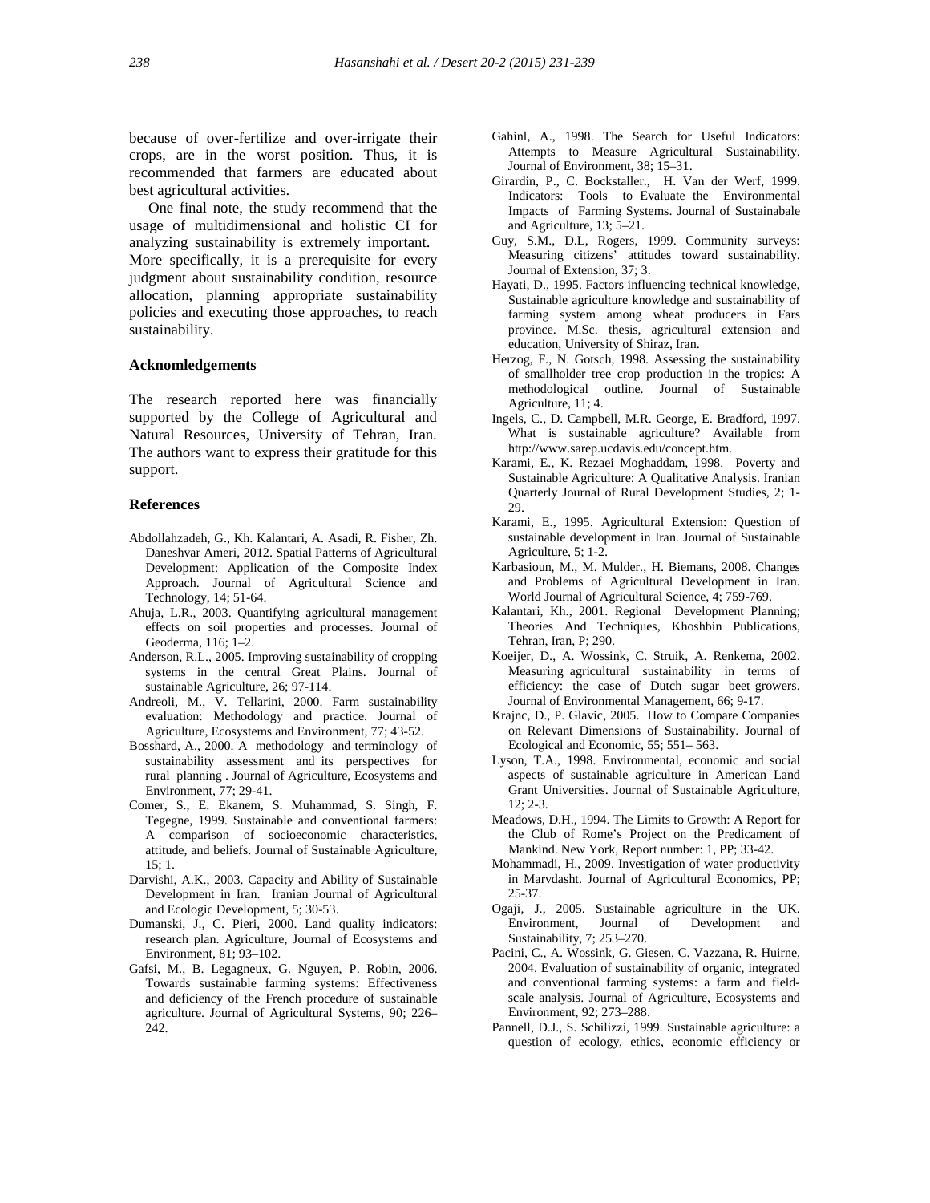because of over-fertilize and over-irrigate their crops, are in the worst position. Thus, it is recommended that farmers are educated about best agricultural activities.

One final note, the study recommend that the usage of multidimensional and holistic CI for analyzing sustainability is extremely important. More specifically, it is a prerequisite for every judgment about sustainability condition, resource allocation, planning appropriate sustainability policies and executing those approaches, to reach sustainability.

### Acknomledgements

The research reported here was financially supported by the College of Agricultural and Natural Resources, University of Tehran, Iran. The authors want to express their gratitude for this support.

### References

Abdollahzadeh, G., Kh. Kalantari, A. Asadi, R. Fisher, Zh. Daneshvar Ameri, 2012. Spatial Patterns of Agricultural Development: Application of the Composite Index Approach. Journal of Agricultural Science and Technology, 14; 51-64.

Ahuja, L.R., 2003. Quantifying agricultural management effects on soil properties and processes. Journal of Geoderma, 116; 1–2.

Anderson, R.L., 2005. Improving sustainability of cropping systems in the central Great Plains. Journal of sustainable Agriculture, 26; 97-114.

Andreoli, M., V. Tellarini, 2000. Farm sustainability evaluation: Methodology and practice. Journal of Agriculture, Ecosystems and Environment, 77; 43-52.

Bosshard, A., 2000. A methodology and terminology of sustainability assessment and its perspectives for rural planning . Journal of Agriculture, Ecosystems and Environment, 77; 29-41.

Comer, S., E. Ekanem, S. Muhammad, S. Singh, F. Tegegne, 1999. Sustainable and conventional farmers: A comparison of socioeconomic characteristics, attitude, and beliefs. Journal of Sustainable Agriculture, 15; 1.

Darvishi, A.K., 2003. Capacity and Ability of Sustainable Development in Iran. Iranian Journal of Agricultural and Ecologic Development, 5; 30-53.

Dumanski, J., C. Pieri, 2000. Land quality indicators: research plan. Agriculture, Journal of Ecosystems and Environment, 81; 93–102.

Gafsi, M., B. Legagneux, G. Nguyen, P. Robin, 2006. Towards sustainable farming systems: Effectiveness and deficiency of the French procedure of sustainable agriculture. Journal of Agricultural Systems, 90; 226–242.

Gahinl, A., 1998. The Search for Useful Indicators: Attempts to Measure Agricultural Sustainability. Journal of Environment, 38; 15–31.

Girardin, P., C. Bockstaller., H. Van der Werf, 1999. Indicators: Tools to Evaluate the Environmental Impacts of Farming Systems. Journal of Sustainabale and Agriculture, 13; 5–21.

Guy, S.M., D.L, Rogers, 1999. Community surveys: Measuring citizens' attitudes toward sustainability. Journal of Extension, 37; 3.

Hayati, D., 1995. Factors influencing technical knowledge, Sustainable agriculture knowledge and sustainability of farming system among wheat producers in Fars province. M.Sc. thesis, agricultural extension and education, University of Shiraz, Iran.

Herzog, F., N. Gotsch, 1998. Assessing the sustainability of smallholder tree crop production in the tropics: A methodological outline. Journal of Sustainable Agriculture, 11; 4.

Ingels, C., D. Campbell, M.R. George, E. Bradford, 1997. What is sustainable agriculture? Available from http://www.sarep.ucdavis.edu/concept.htm.

Karami, E., K. Rezaei Moghaddam, 1998. Poverty and Sustainable Agriculture: A Qualitative Analysis. Iranian Quarterly Journal of Rural Development Studies, 2; 1-29.

Karami, E., 1995. Agricultural Extension: Question of sustainable development in Iran. Journal of Sustainable Agriculture, 5; 1-2.

Karbasioun, M., M. Mulder., H. Biemans, 2008. Changes and Problems of Agricultural Development in Iran. World Journal of Agricultural Science, 4; 759-769.

Kalantari, Kh., 2001. Regional Development Planning; Theories And Techniques, Khoshbin Publications, Tehran, Iran, P; 290.

Koeijer, D., A. Wossink, C. Struik, A. Renkema, 2002. Measuring agricultural sustainability in terms of efficiency: the case of Dutch sugar beet growers. Journal of Environmental Management, 66; 9-17.

Krajnc, D., P. Glavic, 2005. How to Compare Companies on Relevant Dimensions of Sustainability. Journal of Ecological and Economic, 55; 551– 563.

Lyson, T.A., 1998. Environmental, economic and social aspects of sustainable agriculture in American Land Grant Universities. Journal of Sustainable Agriculture, 12; 2-3.

Meadows, D.H., 1994. The Limits to Growth: A Report for the Club of Rome's Project on the Predicament of Mankind. New York, Report number: 1, PP; 33-42.

Mohammadi, H., 2009. Investigation of water productivity in Marvdasht. Journal of Agricultural Economics, PP; 25-37.

Ogaji, J., 2005. Sustainable agriculture in the UK. Environment, Journal of Development and Sustainability, 7; 253–270.

Pacini, C., A. Wossink, G. Giesen, C. Vazzana, R. Huirne, 2004. Evaluation of sustainability of organic, integrated and conventional farming systems: a farm and field-scale analysis. Journal of Agriculture, Ecosystems and Environment, 92; 273–288.

Pannell, D.J., S. Schilizzi, 1999. Sustainable agriculture: a question of ecology, ethics, economic efficiency or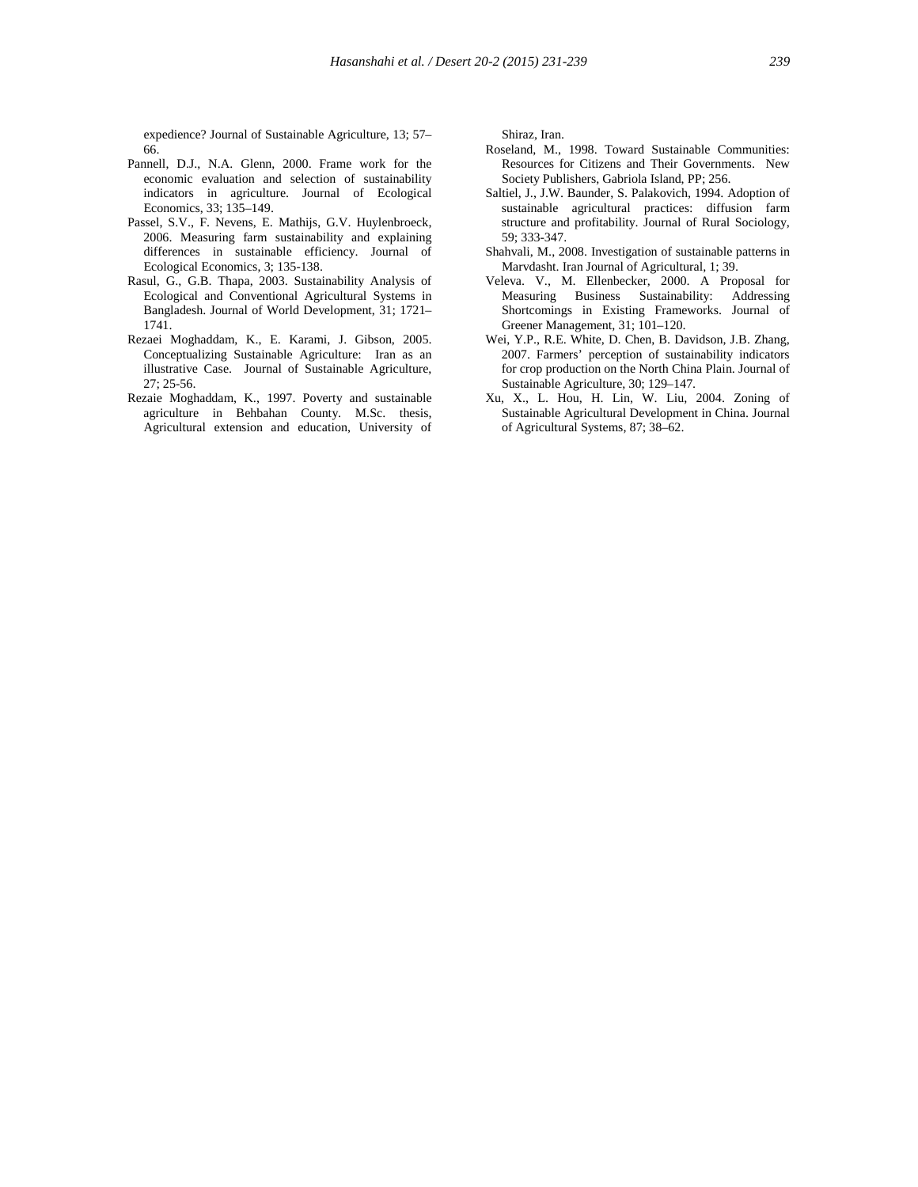expedience? Journal of Sustainable Agriculture, 13; 57–66.

Pannell, D.J., N.A. Glenn, 2000. Frame work for the economic evaluation and selection of sustainability indicators in agriculture. Journal of Ecological Economics, 33; 135–149.

Passel, S.V., F. Nevens, E. Mathijs, G.V. Huylenbroeck, 2006. Measuring farm sustainability and explaining differences in sustainable efficiency. Journal of Ecological Economics, 3; 135-138.

Rasul, G., G.B. Thapa, 2003. Sustainability Analysis of Ecological and Conventional Agricultural Systems in Bangladesh. Journal of World Development, 31; 1721–1741.

Rezaei Moghaddam, K., E. Karami, J. Gibson, 2005. Conceptualizing Sustainable Agriculture: Iran as an illustrative Case. Journal of Sustainable Agriculture, 27; 25-56.

Rezaie Moghaddam, K., 1997. Poverty and sustainable agriculture in Behbahan County. M.Sc. thesis, Agricultural extension and education, University of Shiraz, Iran.

Roseland, M., 1998. Toward Sustainable Communities: Resources for Citizens and Their Governments. New Society Publishers, Gabriola Island, PP; 256.

Saltiel, J., J.W. Baunder, S. Palakovich, 1994. Adoption of sustainable agricultural practices: diffusion farm structure and profitability. Journal of Rural Sociology, 59; 333-347.

Shahvali, M., 2008. Investigation of sustainable patterns in Marvdasht. Iran Journal of Agricultural, 1; 39.

Veleva. V., M. Ellenbecker, 2000. A Proposal for Measuring Business Sustainability: Addressing Shortcomings in Existing Frameworks. Journal of Greener Management, 31; 101–120.

Wei, Y.P., R.E. White, D. Chen, B. Davidson, J.B. Zhang, 2007. Farmers' perception of sustainability indicators for crop production on the North China Plain. Journal of Sustainable Agriculture, 30; 129–147.

Xu, X., L. Hou, H. Lin, W. Liu, 2004. Zoning of Sustainable Agricultural Development in China. Journal of Agricultural Systems, 87; 38–62.